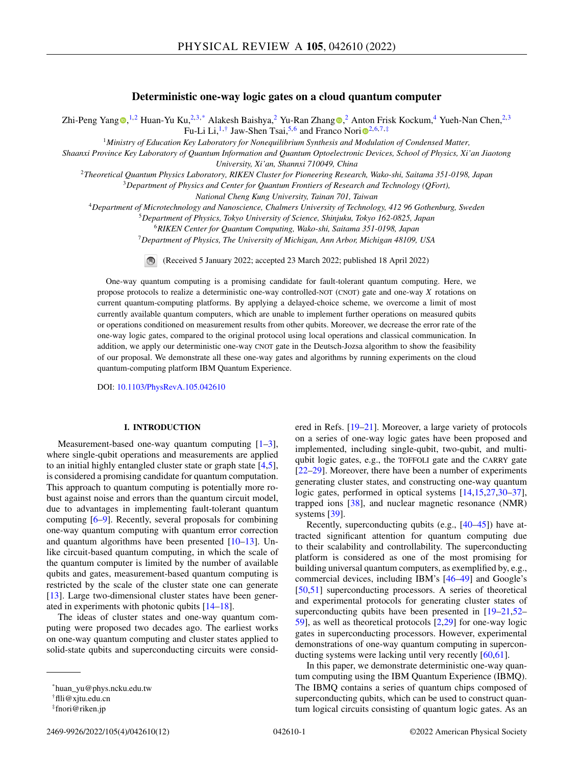# Deterministic one-way logic gates on a cloud quantum computer

Zhi-Peng Yang[1,2] Huan-Yu Ku,[2,3,*] Alakesh Baishya,[2] Yu-Ran Zhang[2] Anton Frisk Kockum,[4] Yueh-Nan Chen,[2,3] Fu-Li Li,[1,†] Jaw-Shen Tsai,[5,6] and Franco Nori[2,6,7,‡]

[1]Ministry of Education Key Laboratory for Nonequilibrium Synthesis and Modulation of Condensed Matter, Shaanxi Province Key Laboratory of Quantum Information and Quantum Optoelectronic Devices, School of Physics, Xi'an Jiaotong University, Xi'an, Shannxi 710049, China

[2]Theoretical Quantum Physics Laboratory, RIKEN Cluster for Pioneering Research, Wako-shi, Saitama 351-0198, Japan

[3]Department of Physics and Center for Quantum Frontiers of Research and Technology (QFort), National Cheng Kung University, Tainan 701, Taiwan

[4]Department of Microtechnology and Nanoscience, Chalmers University of Technology, 412 96 Gothenburg, Sweden

[5]Department of Physics, Tokyo University of Science, Shinjuku, Tokyo 162-0825, Japan

[6]RIKEN Center for Quantum Computing, Wako-shi, Saitama 351-0198, Japan

[7]Department of Physics, The University of Michigan, Ann Arbor, Michigan 48109, USA

(Received 5 January 2022; accepted 23 March 2022; published 18 April 2022)

One-way quantum computing is a promising candidate for fault-tolerant quantum computing. Here, we propose protocols to realize a deterministic one-way controlled-NOT (CNOT) gate and one-way $X$ rotations on current quantum-computing platforms. By applying a delayed-choice scheme, we overcome a limit of most currently available quantum computers, which are unable to implement further operations on measured qubits or operations conditioned on measurement results from other qubits. Moreover, we decrease the error rate of the one-way logic gates, compared to the original protocol using local operations and classical communication. In addition, we apply our deterministic one-way CNOT gate in the Deutsch-Jozsa algorithm to show the feasibility of our proposal. We demonstrate all these one-way gates and algorithms by running experiments on the cloud quantum-computing platform IBM Quantum Experience.

DOI: 10.1103/PhysRevA.105.042610

## I. INTRODUCTION

Measurement-based one-way quantum computing [1–3], where single-qubit operations and measurements are applied to an initial highly entangled cluster state or graph state [4,5], is considered a promising candidate for quantum computation. This approach to quantum computing is potentially more robust against noise and errors than the quantum circuit model, due to advantages in implementing fault-tolerant quantum computing [6–9]. Recently, several proposals for combining one-way quantum computing with quantum error correction and quantum algorithms have been presented [10–13]. Unlike circuit-based quantum computing, in which the scale of the quantum computer is limited by the number of available qubits and gates, measurement-based quantum computing is restricted by the scale of the cluster state one can generate [13]. Large two-dimensional cluster states have been generated in experiments with photonic qubits [14–18].

The ideas of cluster states and one-way quantum computing were proposed two decades ago. The earliest works on one-way quantum computing and cluster states applied to solid-state qubits and superconducting circuits were considered in Refs. [19–21]. Moreover, a large variety of protocols on a series of one-way logic gates have been proposed and implemented, including single-qubit, two-qubit, and multi-qubit logic gates, e.g., the TOFFOLI gate and the CARRY gate [22–29]. Moreover, there have been a number of experiments generating cluster states, and constructing one-way quantum logic gates, performed in optical systems [14,15,27,30–37], trapped ions [38], and nuclear magnetic resonance (NMR) systems [39].

Recently, superconducting qubits (e.g., [40–45]) have attracted significant attention for quantum computing due to their scalability and controllability. The superconducting platform is considered as one of the most promising for building universal quantum computers, as exemplified by, e.g., commercial devices, including IBM's [46–49] and Google's [50,51] superconducting processors. A series of theoretical and experimental protocols for generating cluster states of superconducting qubits have been presented in [19–21,52–59], as well as theoretical protocols [2,29] for one-way logic gates in superconducting processors. However, experimental demonstrations of one-way quantum computing in superconducting systems were lacking until very recently [60,61].

In this paper, we demonstrate deterministic one-way quantum computing using the IBM Quantum Experience (IBMQ). The IBMQ contains a series of quantum chips composed of superconducting qubits, which can be used to construct quantum logical circuits consisting of quantum logic gates. As an

---

*huan_yu@phys.ncku.edu.tw

†flli@xjtu.edu.cn

‡fnori@riken.jp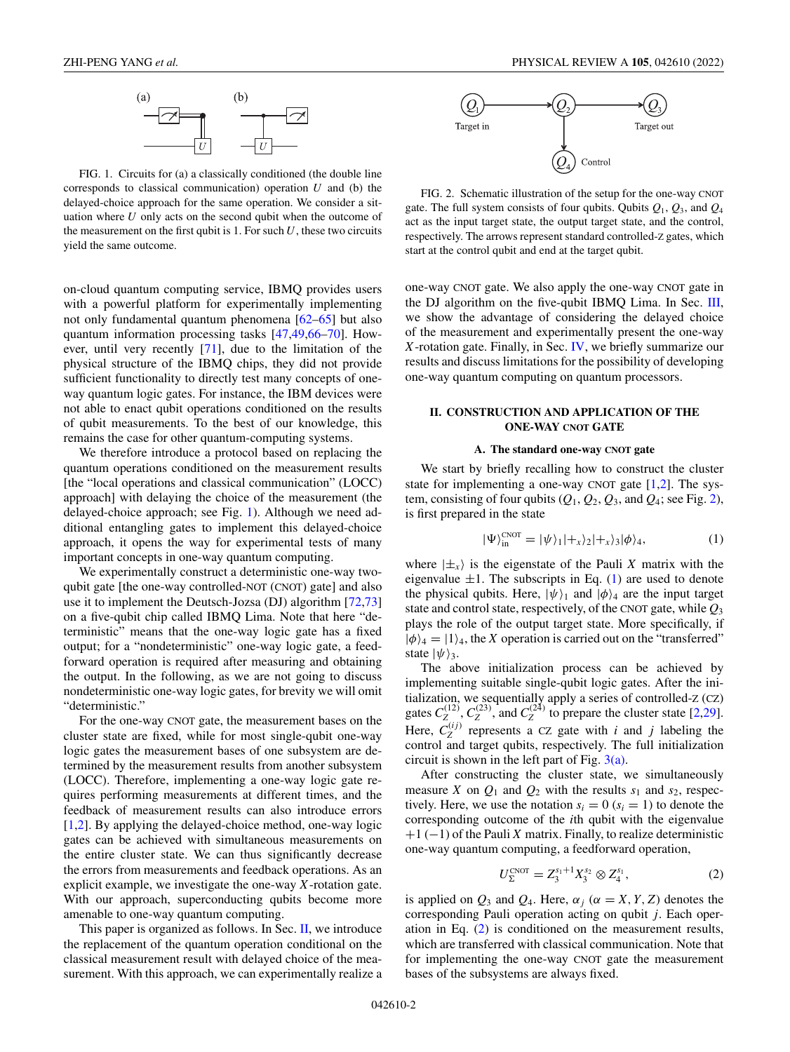FIG. 1. Circuits for (a) a classically conditioned (the double line corresponds to classical communication) operation $U$ and (b) the delayed-choice approach for the same operation. We consider a situation where $U$ only acts on the second qubit when the outcome of the measurement on the first qubit is 1. For such $U$, these two circuits yield the same outcome.

on-cloud quantum computing service, IBMQ provides users with a powerful platform for experimentally implementing not only fundamental quantum phenomena [62–65] but also quantum information processing tasks [47,49,66–70]. However, until very recently [71], due to the limitation of the physical structure of the IBMQ chips, they did not provide sufficient functionality to directly test many concepts of one-way quantum logic gates. For instance, the IBM devices were not able to enact qubit operations conditioned on the results of qubit measurements. To the best of our knowledge, this remains the case for other quantum-computing systems.

We therefore introduce a protocol based on replacing the quantum operations conditioned on the measurement results [the "local operations and classical communication" (LOCC) approach] with delaying the choice of the measurement (the delayed-choice approach; see Fig. 1). Although we need additional entangling gates to implement this delayed-choice approach, it opens the way for experimental tests of many important concepts in one-way quantum computing.

We experimentally construct a deterministic one-way two-qubit gate [the one-way controlled-NOT (CNOT) gate] and also use it to implement the Deutsch-Jozsa (DJ) algorithm [72,73] on a five-qubit chip called IBMQ Lima. Note that here "deterministic" means that the one-way logic gate has a fixed output; for a "nondeterministic" one-way logic gate, a feedforward operation is required after measuring and obtaining the output. In the following, as we are not going to discuss nondeterministic one-way logic gates, for brevity we will omit "deterministic."

For the one-way CNOT gate, the measurement bases on the cluster state are fixed, while for most single-qubit one-way logic gates the measurement bases of one subsystem are determined by the measurement results from another subsystem (LOCC). Therefore, implementing a one-way logic gate requires performing measurements at different times, and the feedback of measurement results can also introduce errors [1,2]. By applying the delayed-choice method, one-way logic gates can be achieved with simultaneous measurements on the entire cluster state. We can thus significantly decrease the errors from measurements and feedback operations. As an explicit example, we investigate the one-way $X$-rotation gate. With our approach, superconducting qubits become more amenable to one-way quantum computing.

This paper is organized as follows. In Sec. II, we introduce the replacement of the quantum operation conditional on the classical measurement result with delayed choice of the measurement. With this approach, we can experimentally realize a one-way CNOT gate. We also apply the one-way CNOT gate in the DJ algorithm on the five-qubit IBMQ Lima. In Sec. III, we show the advantage of considering the delayed choice of the measurement and experimentally present the one-way $X$-rotation gate. Finally, in Sec. IV, we briefly summarize our results and discuss limitations for the possibility of developing one-way quantum computing on quantum processors.

FIG. 2. Schematic illustration of the setup for the one-way CNOT gate. The full system consists of four qubits. Qubits $Q_1$, $Q_3$, and $Q_4$ act as the input target state, the output target state, and the control, respectively. The arrows represent standard controlled-Z gates, which start at the control qubit and end at the target qubit.

## II. CONSTRUCTION AND APPLICATION OF THE ONE-WAY CNOT GATE

### A. The standard one-way CNOT gate

We start by briefly recalling how to construct the cluster state for implementing a one-way CNOT gate [1,2]. The system, consisting of four qubits ($Q_1$, $Q_2$, $Q_3$, and $Q_4$; see Fig. 2), is first prepared in the state

$$|\Psi\rangle_{\text{in}}^{\text{CNOT}} = |\psi\rangle_1|+_x\rangle_2|+_x\rangle_3|\phi\rangle_4, \tag{1}$$

where $|\pm_x\rangle$ is the eigenstate of the Pauli $X$ matrix with the eigenvalue $\pm1$. The subscripts in Eq. (1) are used to denote the physical qubits. Here, $|\psi\rangle_1$ and $|\phi\rangle_4$ are the input target state and control state, respectively, of the CNOT gate, while $Q_3$ plays the role of the output target state. More specifically, if $|\phi\rangle_4 = |1\rangle_4$, the $X$ operation is carried out on the "transferred" state $|\psi\rangle_3$.

The above initialization process can be achieved by implementing suitable single-qubit logic gates. After the initialization, we sequentially apply a series of controlled-Z (CZ) gates $C_Z^{(12)}$, $C_Z^{(23)}$, and $C_Z^{(24)}$ to prepare the cluster state [2,29]. Here, $C_Z^{(ij)}$ represents a CZ gate with $i$ and $j$ labeling the control and target qubits, respectively. The full initialization circuit is shown in the left part of Fig. 3(a).

After constructing the cluster state, we simultaneously measure $X$ on $Q_1$ and $Q_2$ with the results $s_1$ and $s_2$, respectively. Here, we use the notation $s_i = 0$ ($s_i = 1$) to denote the corresponding outcome of the $i$th qubit with the eigenvalue $+1$ ($-1$) of the Pauli $X$ matrix. Finally, to realize deterministic one-way quantum computing, a feedforward operation,

$$U_{\Sigma}^{\text{CNOT}} = Z_3^{s_1+1}X_3^{s_2} \otimes Z_4^{s_1}, \tag{2}$$

is applied on $Q_3$ and $Q_4$. Here, $\alpha_j$ ($\alpha = X, Y, Z$) denotes the corresponding Pauli operation acting on qubit $j$. Each operation in Eq. (2) is conditioned on the measurement results, which are transferred with classical communication. Note that for implementing the one-way CNOT gate the measurement bases of the subsystems are always fixed.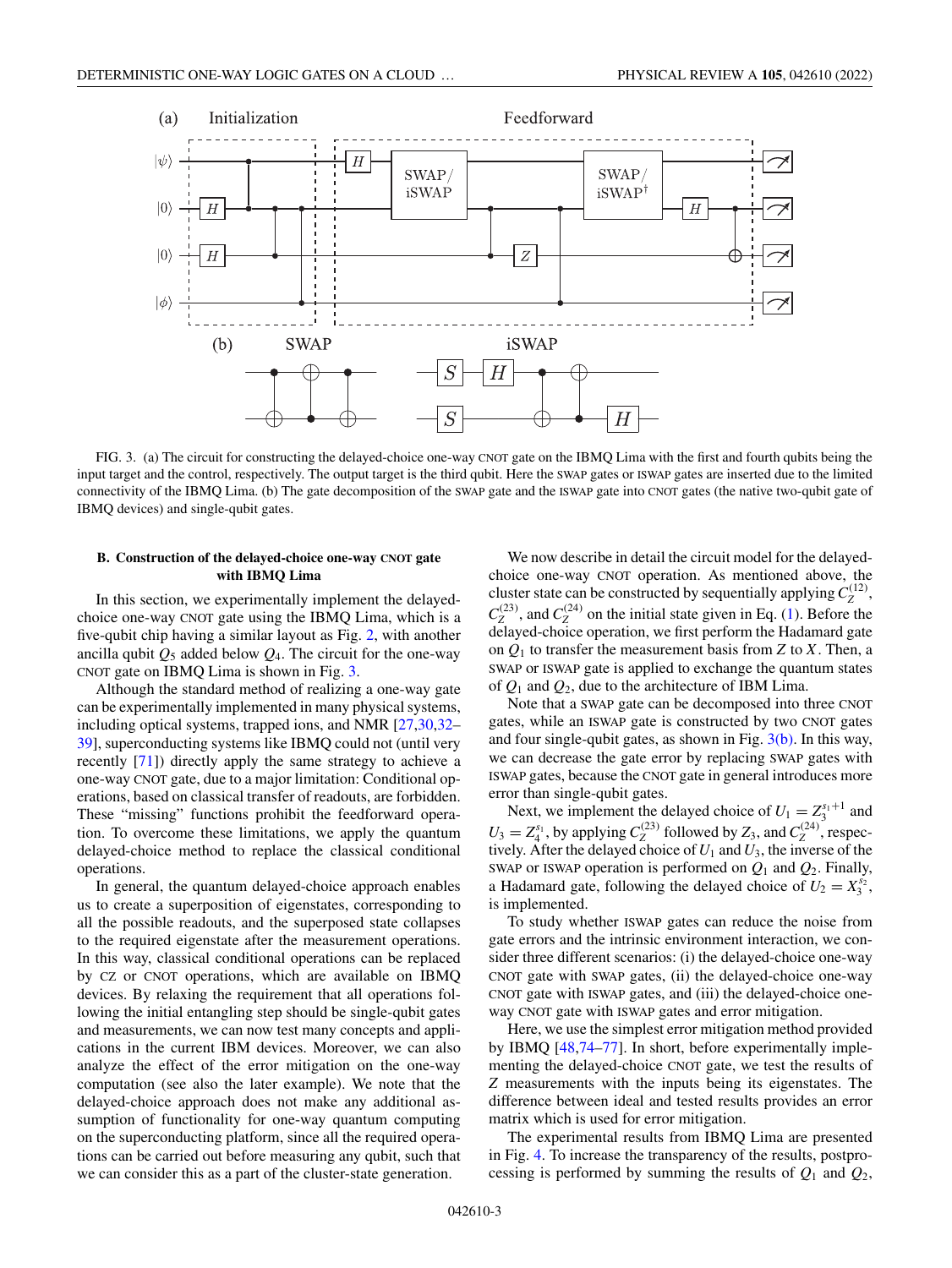FIG. 3. (a) The circuit for constructing the delayed-choice one-way CNOT gate on the IBMQ Lima with the first and fourth qubits being the input target and the control, respectively. The output target is the third qubit. Here the SWAP gates or ISWAP gates are inserted due to the limited connectivity of the IBMQ Lima. (b) The gate decomposition of the SWAP gate and the ISWAP gate into CNOT gates (the native two-qubit gate of IBMQ devices) and single-qubit gates.

### B. Construction of the delayed-choice one-way CNOT gate with IBMQ Lima

In this section, we experimentally implement the delayed-choice one-way CNOT gate using the IBMQ Lima, which is a five-qubit chip having a similar layout as Fig. 2, with another ancilla qubit $Q_5$ added below $Q_4$. The circuit for the one-way CNOT gate on IBMQ Lima is shown in Fig. 3.

Although the standard method of realizing a one-way gate can be experimentally implemented in many physical systems, including optical systems, trapped ions, and NMR [27,30,32–39], superconducting systems like IBMQ could not (until very recently [71]) directly apply the same strategy to achieve a one-way CNOT gate, due to a major limitation: Conditional operations, based on classical transfer of readouts, are forbidden. These "missing" functions prohibit the feedforward operation. To overcome these limitations, we apply the quantum delayed-choice method to replace the classical conditional operations.

In general, the quantum delayed-choice approach enables us to create a superposition of eigenstates, corresponding to all the possible readouts, and the superposed state collapses to the required eigenstate after the measurement operations. In this way, classical conditional operations can be replaced by CZ or CNOT operations, which are available on IBMQ devices. By relaxing the requirement that all operations following the initial entangling step should be single-qubit gates and measurements, we can now test many concepts and applications in the current IBM devices. Moreover, we can also analyze the effect of the error mitigation on the one-way computation (see also the later example). We note that the delayed-choice approach does not make any additional assumption of functionality for one-way quantum computing on the superconducting platform, since all the required operations can be carried out before measuring any qubit, such that we can consider this as a part of the cluster-state generation.

We now describe in detail the circuit model for the delayed-choice one-way CNOT operation. As mentioned above, the cluster state can be constructed by sequentially applying $C_Z^{(12)}$, $C_Z^{(23)}$, and $C_Z^{(24)}$ on the initial state given in Eq. (1). Before the delayed-choice operation, we first perform the Hadamard gate on $Q_1$ to transfer the measurement basis from $Z$ to $X$. Then, a SWAP or ISWAP gate is applied to exchange the quantum states of $Q_1$ and $Q_2$, due to the architecture of IBM Lima.

Note that a SWAP gate can be decomposed into three CNOT gates, while an ISWAP gate is constructed by two CNOT gates and four single-qubit gates, as shown in Fig. 3(b). In this way, we can decrease the gate error by replacing SWAP gates with ISWAP gates, because the CNOT gate in general introduces more error than single-qubit gates.

Next, we implement the delayed choice of $U_1 = Z_3^{s_1+1}$ and $U_3 = Z_4^{s_1}$, by applying $C_Z^{(23)}$ followed by $Z_3$, and $C_Z^{(24)}$, respectively. After the delayed choice of $U_1$ and $U_3$, the inverse of the SWAP or ISWAP operation is performed on $Q_1$ and $Q_2$. Finally, a Hadamard gate, following the delayed choice of $U_2 = X_3^{s_2}$, is implemented.

To study whether ISWAP gates can reduce the noise from gate errors and the intrinsic environment interaction, we consider three different scenarios: (i) the delayed-choice one-way CNOT gate with SWAP gates, (ii) the delayed-choice one-way CNOT gate with ISWAP gates, and (iii) the delayed-choice one-way CNOT gate with ISWAP gates and error mitigation.

Here, we use the simplest error mitigation method provided by IBMQ [48,74–77]. In short, before experimentally implementing the delayed-choice CNOT gate, we test the results of $Z$ measurements with the inputs being its eigenstates. The difference between ideal and tested results provides an error matrix which is used for error mitigation.

The experimental results from IBMQ Lima are presented in Fig. 4. To increase the transparency of the results, postprocessing is performed by summing the results of $Q_1$ and $Q_2$,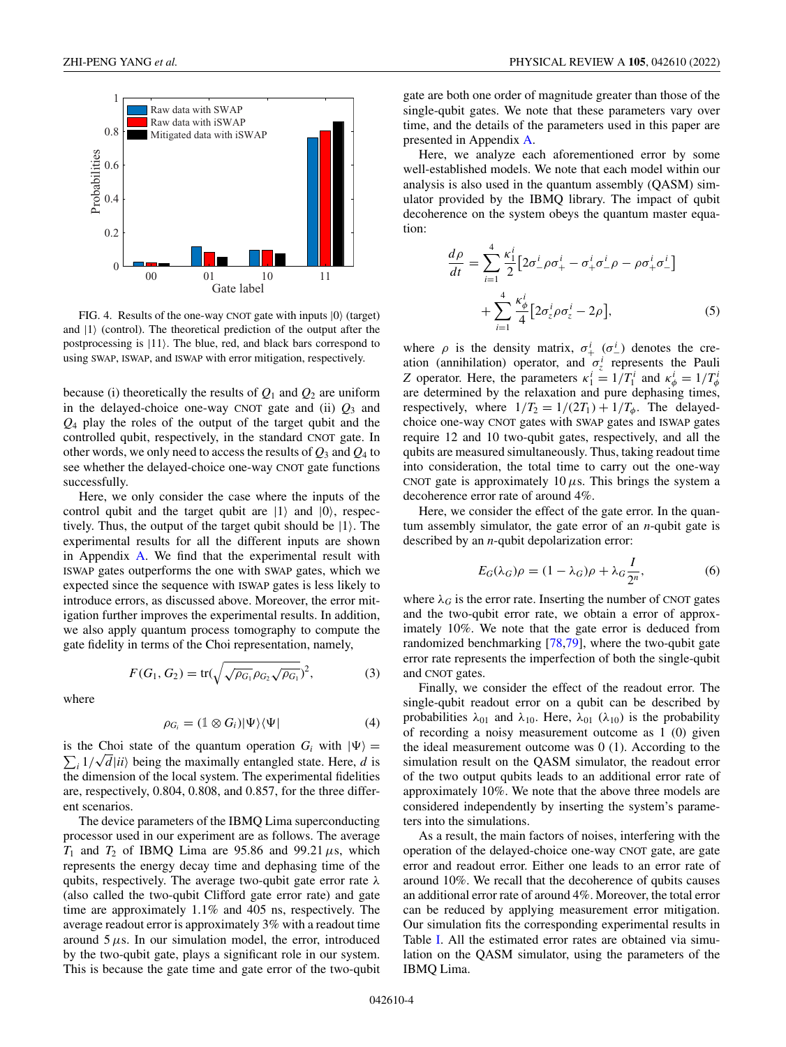FIG. 4. Results of the one-way CNOT gate with inputs $|0\rangle$ (target) and $|1\rangle$ (control). The theoretical prediction of the output after the postprocessing is $|11\rangle$. The blue, red, and black bars correspond to using SWAP, ISWAP, and ISWAP with error mitigation, respectively.

because (i) theoretically the results of $Q_1$ and $Q_2$ are uniform in the delayed-choice one-way CNOT gate and (ii) $Q_3$ and $Q_4$ play the roles of the output of the target qubit and the controlled qubit, respectively, in the standard CNOT gate. In other words, we only need to access the results of $Q_3$ and $Q_4$ to see whether the delayed-choice one-way CNOT gate functions successfully.

Here, we only consider the case where the inputs of the control qubit and the target qubit are $|1\rangle$ and $|0\rangle$, respectively. Thus, the output of the target qubit should be $|1\rangle$. The experimental results for all the different inputs are shown in Appendix A. We find that the experimental result with ISWAP gates outperforms the one with SWAP gates, which we expected since the sequence with ISWAP gates is less likely to introduce errors, as discussed above. Moreover, the error mitigation further improves the experimental results. In addition, we also apply quantum process tomography to compute the gate fidelity in terms of the Choi representation, namely,

$$F(G_1, G_2) = \mathrm{tr}\left(\sqrt{\sqrt{\rho_{G_1}}\rho_{G_2}\sqrt{\rho_{G_1}}}\right)^2, \tag{3}$$

where

$$\rho_{G_i} = (\mathbb{1} \otimes G_i)|\Psi\rangle\langle\Psi| \tag{4}$$

is the Choi state of the quantum operation $G_i$ with $|\Psi\rangle = \sum_i 1/\sqrt{d}|ii\rangle$ being the maximally entangled state. Here, $d$ is the dimension of the local system. The experimental fidelities are, respectively, 0.804, 0.808, and 0.857, for the three different scenarios.

The device parameters of the IBMQ Lima superconducting processor used in our experiment are as follows. The average $T_1$ and $T_2$ of IBMQ Lima are 95.86 and 99.21 $\mu$s, which represents the energy decay time and dephasing time of the qubits, respectively. The average two-qubit gate error rate $\lambda$ (also called the two-qubit Clifford gate error rate) and gate time are approximately 1.1% and 405 ns, respectively. The average readout error is approximately 3% with a readout time around 5 $\mu$s. In our simulation model, the error, introduced by the two-qubit gate, plays a significant role in our system. This is because the gate time and gate error of the two-qubit gate are both one order of magnitude greater than those of the single-qubit gates. We note that these parameters vary over time, and the details of the parameters used in this paper are presented in Appendix A.

Here, we analyze each aforementioned error by some well-established models. We note that each model within our analysis is also used in the quantum assembly (QASM) simulator provided by the IBMQ library. The impact of qubit decoherence on the system obeys the quantum master equation:

$$\frac{d\rho}{dt} = \sum_{i=1}^{4} \frac{\kappa_1^i}{2}\left[2\sigma_-^i\rho\sigma_+^i - \sigma_+^i\sigma_-^i\rho - \rho\sigma_+^i\sigma_-^i\right] + \sum_{i=1}^{4} \frac{\kappa_\phi^i}{4}\left[2\sigma_z^i\rho\sigma_z^i - 2\rho\right], \tag{5}$$

where $\rho$ is the density matrix, $\sigma_+^i$ ($\sigma_-^i$) denotes the creation (annihilation) operator, and $\sigma_z^i$ represents the Pauli $Z$ operator. Here, the parameters $\kappa_1^i = 1/T_1^i$ and $\kappa_\phi^i = 1/T_\phi^i$ are determined by the relaxation and pure dephasing times, respectively, where $1/T_2 = 1/(2T_1) + 1/T_\phi$. The delayed-choice one-way CNOT gates with SWAP gates and ISWAP gates require 12 and 10 two-qubit gates, respectively, and all the qubits are measured simultaneously. Thus, taking readout time into consideration, the total time to carry out the one-way CNOT gate is approximately 10 $\mu$s. This brings the system a decoherence error rate of around 4%.

Here, we consider the effect of the gate error. In the quantum assembly simulator, the gate error of an $n$-qubit gate is described by an $n$-qubit depolarization error:

$$E_G(\lambda_G)\rho = (1 - \lambda_G)\rho + \lambda_G\frac{I}{2^n}, \tag{6}$$

where $\lambda_G$ is the error rate. Inserting the number of CNOT gates and the two-qubit error rate, we obtain a error of approximately 10%. We note that the gate error is deduced from randomized benchmarking [78,79], where the two-qubit gate error rate represents the imperfection of both the single-qubit and CNOT gates.

Finally, we consider the effect of the readout error. The single-qubit readout error on a qubit can be described by probabilities $\lambda_{01}$ and $\lambda_{10}$. Here, $\lambda_{01}$ ($\lambda_{10}$) is the probability of recording a noisy measurement outcome as 1 (0) given the ideal measurement outcome was 0 (1). According to the simulation result on the QASM simulator, the readout error of the two output qubits leads to an additional error rate of approximately 10%. We note that the above three models are considered independently by inserting the system's parameters into the simulations.

As a result, the main factors of noises, interfering with the operation of the delayed-choice one-way CNOT gate, are gate error and readout error. Either one leads to an error rate of around 10%. We recall that the decoherence of qubits causes an additional error rate of around 4%. Moreover, the total error can be reduced by applying measurement error mitigation. Our simulation fits the corresponding experimental results in Table I. All the estimated error rates are obtained via simulation on the QASM simulator, using the parameters of the IBMQ Lima.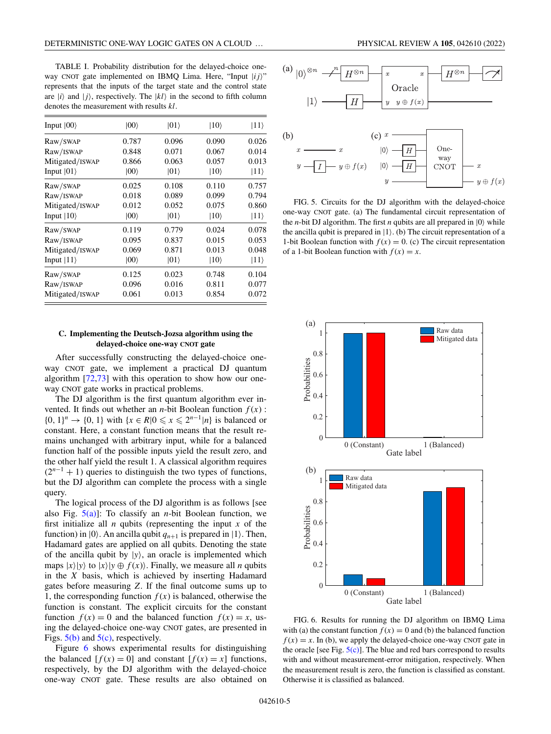TABLE I. Probability distribution for the delayed-choice one-way CNOT gate implemented on IBMQ Lima. Here, "Input $|ij\rangle$" represents that the inputs of the target state and the control state are $|i\rangle$ and $|j\rangle$, respectively. The $|kl\rangle$ in the second to fifth column denotes the measurement with results $kl$.

| Input $\|00\rangle$ | $\|00\rangle$ | $\|01\rangle$ | $\|10\rangle$ | $\|11\rangle$ |
|---|---|---|---|---|
| Raw/SWAP | 0.787 | 0.096 | 0.090 | 0.026 |
| Raw/ISWAP | 0.848 | 0.071 | 0.067 | 0.014 |
| Mitigated/ISWAP | 0.866 | 0.063 | 0.057 | 0.013 |
| Input $\|01\rangle$ | $\|00\rangle$ | $\|01\rangle$ | $\|10\rangle$ | $\|11\rangle$ |
| Raw/SWAP | 0.025 | 0.108 | 0.110 | 0.757 |
| Raw/ISWAP | 0.018 | 0.089 | 0.099 | 0.794 |
| Mitigated/ISWAP | 0.012 | 0.052 | 0.075 | 0.860 |
| Input $\|10\rangle$ | $\|00\rangle$ | $\|01\rangle$ | $\|10\rangle$ | $\|11\rangle$ |
| Raw/SWAP | 0.119 | 0.779 | 0.024 | 0.078 |
| Raw/ISWAP | 0.095 | 0.837 | 0.015 | 0.053 |
| Mitigated/ISWAP | 0.069 | 0.871 | 0.013 | 0.048 |
| Input $\|11\rangle$ | $\|00\rangle$ | $\|01\rangle$ | $\|10\rangle$ | $\|11\rangle$ |
| Raw/SWAP | 0.125 | 0.023 | 0.748 | 0.104 |
| Raw/ISWAP | 0.096 | 0.016 | 0.811 | 0.077 |
| Mitigated/ISWAP | 0.061 | 0.013 | 0.854 | 0.072 |

### C. Implementing the Deutsch-Jozsa algorithm using the delayed-choice one-way CNOT gate

After successfully constructing the delayed-choice one-way CNOT gate, we implement a practical DJ quantum algorithm [72,73] with this operation to show how our one-way CNOT gate works in practical problems.

The DJ algorithm is the first quantum algorithm ever invented. It finds out whether an $n$-bit Boolean function $f(x)$ : $\{0, 1\}^n \to \{0, 1\}$ with $\{x \in R | 0 \leqslant x \leqslant 2^{n-1} | n\}$ is balanced or constant. Here, a constant function means that the result remains unchanged with arbitrary input, while for a balanced function half of the possible inputs yield the result zero, and the other half yield the result 1. A classical algorithm requires $(2^{n-1} + 1)$ queries to distinguish the two types of functions, but the DJ algorithm can complete the process with a single query.

The logical process of the DJ algorithm is as follows [see also Fig. 5(a)]: To classify an $n$-bit Boolean function, we first initialize all $n$ qubits (representing the input $x$ of the function) in $|0\rangle$. An ancilla qubit $q_{n+1}$ is prepared in $|1\rangle$. Then, Hadamard gates are applied on all qubits. Denoting the state of the ancilla qubit by $|y\rangle$, an oracle is implemented which maps $|x\rangle|y\rangle$ to $|x\rangle|y \oplus f(x)\rangle$. Finally, we measure all $n$ qubits in the $X$ basis, which is achieved by inserting Hadamard gates before measuring $Z$. If the final outcome sums up to 1, the corresponding function $f(x)$ is balanced, otherwise the function is constant. The explicit circuits for the constant function $f(x) = 0$ and the balanced function $f(x) = x$, using the delayed-choice one-way CNOT gates, are presented in Figs. 5(b) and 5(c), respectively.

Figure 6 shows experimental results for distinguishing the balanced $[f(x) = 0]$ and constant $[f(x) = x]$ functions, respectively, by the DJ algorithm with the delayed-choice one-way CNOT gate. These results are also obtained on

FIG. 5. Circuits for the DJ algorithm with the delayed-choice one-way CNOT gate. (a) The fundamental circuit representation of the $n$-bit DJ algorithm. The first $n$ qubits are all prepared in $|0\rangle$ while the ancilla qubit is prepared in $|1\rangle$. (b) The circuit representation of a 1-bit Boolean function with $f(x) = 0$. (c) The circuit representation of a 1-bit Boolean function with $f(x) = x$.

FIG. 6. Results for running the DJ algorithm on IBMQ Lima with (a) the constant function $f(x) = 0$ and (b) the balanced function $f(x) = x$. In (b), we apply the delayed-choice one-way CNOT gate in the oracle [see Fig. 5(c)]. The blue and red bars correspond to results with and without measurement-error mitigation, respectively. When the measurement result is zero, the function is classified as constant. Otherwise it is classified as balanced.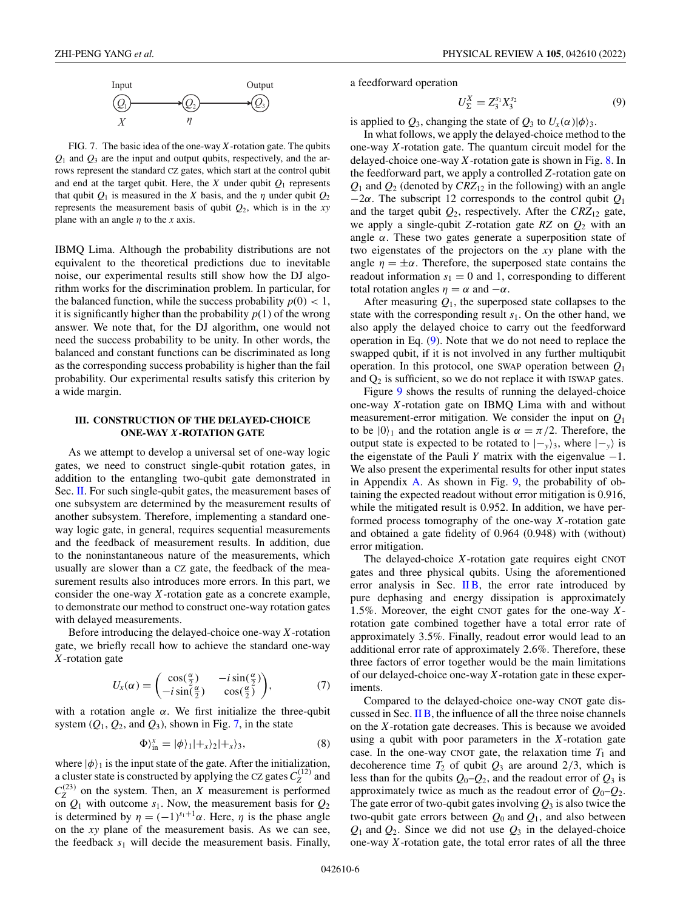Input Output

$Q_1$ → $Q_2$ → $Q_3$

$X$ $\eta$

FIG. 7. The basic idea of the one-way $X$-rotation gate. The qubits $Q_1$ and $Q_3$ are the input and output qubits, respectively, and the arrows represent the standard CZ gates, which start at the control qubit and end at the target qubit. Here, the $X$ under qubit $Q_1$ represents that qubit $Q_1$ is measured in the $X$ basis, and the $\eta$ under qubit $Q_2$ represents the measurement basis of qubit $Q_2$, which is in the $xy$ plane with an angle $\eta$ to the $x$ axis.

IBMQ Lima. Although the probability distributions are not equivalent to the theoretical predictions due to inevitable noise, our experimental results still show how the DJ algorithm works for the discrimination problem. In particular, for the balanced function, while the success probability $p(0) < 1$, it is significantly higher than the probability $p(1)$ of the wrong answer. We note that, for the DJ algorithm, one would not need the success probability to be unity. In other words, the balanced and constant functions can be discriminated as long as the corresponding success probability is higher than the fail probability. Our experimental results satisfy this criterion by a wide margin.

### III. CONSTRUCTION OF THE DELAYED-CHOICE ONE-WAY $X$-ROTATION GATE

As we attempt to develop a universal set of one-way logic gates, we need to construct single-qubit rotation gates, in addition to the entangling two-qubit gate demonstrated in Sec. II. For such single-qubit gates, the measurement bases of one subsystem are determined by the measurement results of another subsystem. Therefore, implementing a standard one-way logic gate, in general, requires sequential measurements and the feedback of measurement results. In addition, due to the noninstantaneous nature of the measurements, which usually are slower than a CZ gate, the feedback of the measurement results also introduces more errors. In this part, we consider the one-way $X$-rotation gate as a concrete example, to demonstrate our method to construct one-way rotation gates with delayed measurements.

Before introducing the delayed-choice one-way $X$-rotation gate, we briefly recall how to achieve the standard one-way $X$-rotation gate

$$U_x(\alpha) = \begin{pmatrix} \cos(\frac{\alpha}{2}) & -i\sin(\frac{\alpha}{2}) \\ -i\sin(\frac{\alpha}{2}) & \cos(\frac{\alpha}{2}) \end{pmatrix}, \tag{7}$$

with a rotation angle $\alpha$. We first initialize the three-qubit system ($Q_1$, $Q_2$, and $Q_3$), shown in Fig. 7, in the state

$$\Phi\rangle_{\text{in}}^{x} = |\phi\rangle_1 |+_x\rangle_2 |+_x\rangle_3, \tag{8}$$

where $|\phi\rangle_1$ is the input state of the gate. After the initialization, a cluster state is constructed by applying the CZ gates $C_Z^{(12)}$ and $C_Z^{(23)}$ on the system. Then, an $X$ measurement is performed on $Q_1$ with outcome $s_1$. Now, the measurement basis for $Q_2$ is determined by $\eta = (-1)^{s_1+1}\alpha$. Here, $\eta$ is the phase angle on the $xy$ plane of the measurement basis. As we can see, the feedback $s_1$ will decide the measurement basis. Finally, a feedforward operation

$$U_{\Sigma}^{X} = Z_3^{s_1} X_3^{s_2} \tag{9}$$

is applied to $Q_3$, changing the state of $Q_3$ to $U_x(\alpha)|\phi\rangle_3$.

In what follows, we apply the delayed-choice method to the one-way $X$-rotation gate. The quantum circuit model for the delayed-choice one-way $X$-rotation gate is shown in Fig. 8. In the feedforward part, we apply a controlled $Z$-rotation gate on $Q_1$ and $Q_2$ (denoted by $CRZ_{12}$ in the following) with an angle $-2\alpha$. The subscript 12 corresponds to the control qubit $Q_1$ and the target qubit $Q_2$, respectively. After the $CRZ_{12}$ gate, we apply a single-qubit $Z$-rotation gate $RZ$ on $Q_2$ with an angle $\alpha$. These two gates generate a superposition state of two eigenstates of the projectors on the $xy$ plane with the angle $\eta = \pm\alpha$. Therefore, the superposed state contains the readout information $s_1 = 0$ and 1, corresponding to different total rotation angles $\eta = \alpha$ and $-\alpha$.

After measuring $Q_1$, the superposed state collapses to the state with the corresponding result $s_1$. On the other hand, we also apply the delayed choice to carry out the feedforward operation in Eq. (9). Note that we do not need to replace the swapped qubit, if it is not involved in any further multiqubit operation. In this protocol, one SWAP operation between $Q_1$ and $Q_2$ is sufficient, so we do not replace it with ISWAP gates.

Figure 9 shows the results of running the delayed-choice one-way $X$-rotation gate on IBMQ Lima with and without measurement-error mitigation. We consider the input on $Q_1$ to be $|0\rangle_1$ and the rotation angle is $\alpha = \pi/2$. Therefore, the output state is expected to be rotated to $|-_y\rangle_3$, where $|-_y\rangle$ is the eigenstate of the Pauli $Y$ matrix with the eigenvalue $-1$. We also present the experimental results for other input states in Appendix A. As shown in Fig. 9, the probability of obtaining the expected readout without error mitigation is 0.916, while the mitigated result is 0.952. In addition, we have performed process tomography of the one-way $X$-rotation gate and obtained a gate fidelity of 0.964 (0.948) with (without) error mitigation.

The delayed-choice $X$-rotation gate requires eight CNOT gates and three physical qubits. Using the aforementioned error analysis in Sec. II B, the error rate introduced by pure dephasing and energy dissipation is approximately 1.5%. Moreover, the eight CNOT gates for the one-way $X$-rotation gate combined together have a total error rate of approximately 3.5%. Finally, readout error would lead to an additional error rate of approximately 2.6%. Therefore, these three factors of error together would be the main limitations of our delayed-choice one-way $X$-rotation gate in these experiments.

Compared to the delayed-choice one-way CNOT gate discussed in Sec. II B, the influence of all the three noise channels on the $X$-rotation gate decreases. This is because we avoided using a qubit with poor parameters in the $X$-rotation gate case. In the one-way CNOT gate, the relaxation time $T_1$ and decoherence time $T_2$ of qubit $Q_3$ are around 2/3, which is less than for the qubits $Q_0$–$Q_2$, and the readout error of $Q_3$ is approximately twice as much as the readout error of $Q_0$–$Q_2$. The gate error of two-qubit gates involving $Q_3$ is also twice the two-qubit gate errors between $Q_0$ and $Q_1$, and also between $Q_1$ and $Q_2$. Since we did not use $Q_3$ in the delayed-choice one-way $X$-rotation gate, the total error rates of all the three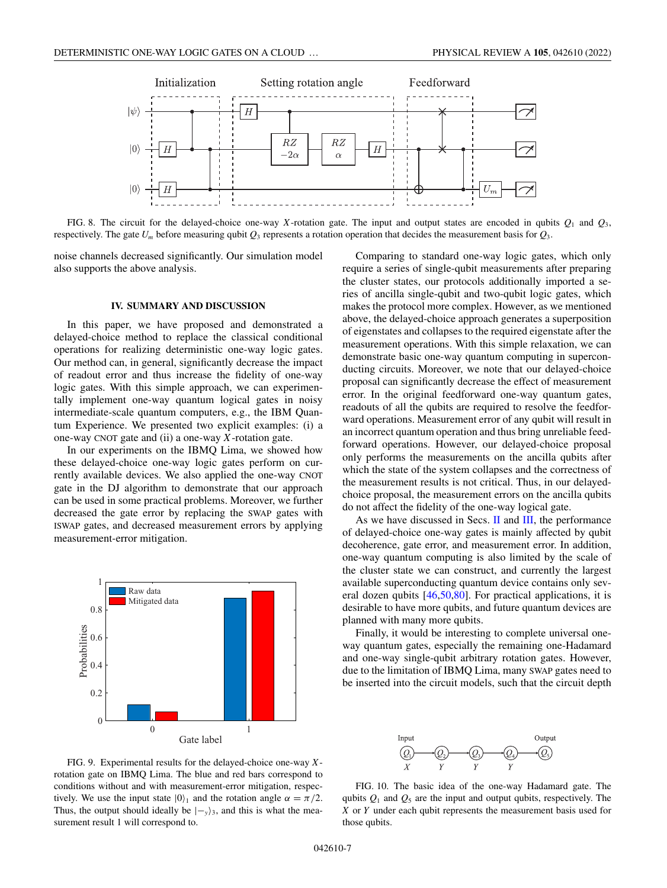FIG. 8. The circuit for the delayed-choice one-way $X$-rotation gate. The input and output states are encoded in qubits $Q_1$ and $Q_3$, respectively. The gate $U_m$ before measuring qubit $Q_3$ represents a rotation operation that decides the measurement basis for $Q_3$.

noise channels decreased significantly. Our simulation model also supports the above analysis.

## IV. SUMMARY AND DISCUSSION

In this paper, we have proposed and demonstrated a delayed-choice method to replace the classical conditional operations for realizing deterministic one-way logic gates. Our method can, in general, significantly decrease the impact of readout error and thus increase the fidelity of one-way logic gates. With this simple approach, we can experimentally implement one-way quantum logical gates in noisy intermediate-scale quantum computers, e.g., the IBM Quantum Experience. We presented two explicit examples: (i) a one-way CNOT gate and (ii) a one-way $X$-rotation gate.

In our experiments on the IBMQ Lima, we showed how these delayed-choice one-way logic gates perform on currently available devices. We also applied the one-way CNOT gate in the DJ algorithm to demonstrate that our approach can be used in some practical problems. Moreover, we further decreased the gate error by replacing the SWAP gates with ISWAP gates, and decreased measurement errors by applying measurement-error mitigation.

FIG. 9. Experimental results for the delayed-choice one-way $X$-rotation gate on IBMQ Lima. The blue and red bars correspond to conditions without and with measurement-error mitigation, respectively. We use the input state $|0\rangle_1$ and the rotation angle $\alpha = \pi/2$. Thus, the output should ideally be $|-_y\rangle_3$, and this is what the measurement result 1 will correspond to.

Comparing to standard one-way logic gates, which only require a series of single-qubit measurements after preparing the cluster states, our protocols additionally imported a series of ancilla single-qubit and two-qubit logic gates, which makes the protocol more complex. However, as we mentioned above, the delayed-choice approach generates a superposition of eigenstates and collapses to the required eigenstate after the measurement operations. With this simple relaxation, we can demonstrate basic one-way quantum computing in superconducting circuits. Moreover, we note that our delayed-choice proposal can significantly decrease the effect of measurement error. In the original feedforward one-way quantum gates, readouts of all the qubits are required to resolve the feedforward operations. Measurement error of any qubit will result in an incorrect quantum operation and thus bring unreliable feedforward operations. However, our delayed-choice proposal only performs the measurements on the ancilla qubits after which the state of the system collapses and the correctness of the measurement results is not critical. Thus, in our delayed-choice proposal, the measurement errors on the ancilla qubits do not affect the fidelity of the one-way logical gate.

As we have discussed in Secs. II and III, the performance of delayed-choice one-way gates is mainly affected by qubit decoherence, gate error, and measurement error. In addition, one-way quantum computing is also limited by the scale of the cluster state we can construct, and currently the largest available superconducting quantum device contains only several dozen qubits [46,50,80]. For practical applications, it is desirable to have more qubits, and future quantum devices are planned with many more qubits.

Finally, it would be interesting to complete universal one-way quantum gates, especially the remaining one-Hadamard and one-way single-qubit arbitrary rotation gates. However, due to the limitation of IBMQ Lima, many SWAP gates need to be inserted into the circuit models, such that the circuit depth

FIG. 10. The basic idea of the one-way Hadamard gate. The qubits $Q_1$ and $Q_5$ are the input and output qubits, respectively. The $X$ or $Y$ under each qubit represents the measurement basis used for those qubits.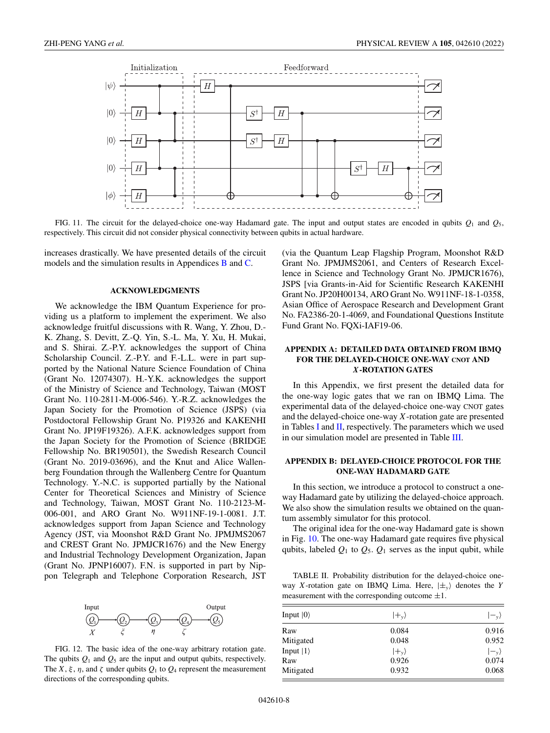FIG. 11. The circuit for the delayed-choice one-way Hadamard gate. The input and output states are encoded in qubits $Q_1$ and $Q_5$, respectively. This circuit did not consider physical connectivity between qubits in actual hardware.

increases drastically. We have presented details of the circuit models and the simulation results in Appendices B and C.

## ACKNOWLEDGMENTS

We acknowledge the IBM Quantum Experience for providing us a platform to implement the experiment. We also acknowledge fruitful discussions with R. Wang, Y. Zhou, D.-K. Zhang, S. Devitt, Z.-Q. Yin, S.-L. Ma, Y. Xu, H. Mukai, and S. Shirai. Z.-P.Y. acknowledges the support of China Scholarship Council. Z.-P.Y. and F.-L.L. were in part supported by the National Nature Science Foundation of China (Grant No. 12074307). H.-Y.K. acknowledges the support of the Ministry of Science and Technology, Taiwan (MOST Grant No. 110-2811-M-006-546). Y.-R.Z. acknowledges the Japan Society for the Promotion of Science (JSPS) (via Postdoctoral Fellowship Grant No. P19326 and KAKENHI Grant No. JP19F19326). A.F.K. acknowledges support from the Japan Society for the Promotion of Science (BRIDGE Fellowship No. BR190501), the Swedish Research Council (Grant No. 2019-03696), and the Knut and Alice Wallenberg Foundation through the Wallenberg Centre for Quantum Technology. Y.-N.C. is supported partially by the National Center for Theoretical Sciences and Ministry of Science and Technology, Taiwan, MOST Grant No. 110-2123-M-006-001, and ARO Grant No. W911NF-19-1-0081. J.T. acknowledges support from Japan Science and Technology Agency (JST, via Moonshot R&D Grant No. JPMJMS2067 and CREST Grant No. JPMJCR1676) and the New Energy and Industrial Technology Development Organization, Japan (Grant No. JPNP16007). F.N. is supported in part by Nippon Telegraph and Telephone Corporation Research, JST (via the Quantum Leap Flagship Program, Moonshot R&D Grant No. JPMJMS2061, and Centers of Research Excellence in Science and Technology Grant No. JPMJCR1676), JSPS [via Grants-in-Aid for Scientific Research KAKENHI Grant No. JP20H00134, ARO Grant No. W911NF-18-1-0358, Asian Office of Aerospace Research and Development Grant No. FA2386-20-1-4069, and Foundational Questions Institute Fund Grant No. FQXi-IAF19-06.

FIG. 12. The basic idea of the one-way arbitrary rotation gate. The qubits $Q_1$ and $Q_5$ are the input and output qubits, respectively. The $X$, $\xi$, $\eta$, and $\zeta$ under qubits $Q_1$ to $Q_4$ represent the measurement directions of the corresponding qubits.

## APPENDIX A: DETAILED DATA OBTAINED FROM IBMQ FOR THE DELAYED-CHOICE ONE-WAY CNOT AND $X$-ROTATION GATES

In this Appendix, we first present the detailed data for the one-way logic gates that we ran on IBMQ Lima. The experimental data of the delayed-choice one-way CNOT gates and the delayed-choice one-way $X$-rotation gate are presented in Tables I and II, respectively. The parameters which we used in our simulation model are presented in Table III.

## APPENDIX B: DELAYED-CHOICE PROTOCOL FOR THE ONE-WAY HADAMARD GATE

In this section, we introduce a protocol to construct a one-way Hadamard gate by utilizing the delayed-choice approach. We also show the simulation results we obtained on the quantum assembly simulator for this protocol.

The original idea for the one-way Hadamard gate is shown in Fig. 10. The one-way Hadamard gate requires five physical qubits, labeled $Q_1$ to $Q_5$. $Q_1$ serves as the input qubit, while

TABLE II. Probability distribution for the delayed-choice one-way $X$-rotation gate on IBMQ Lima. Here, $|\pm_y\rangle$ denotes the $Y$ measurement with the corresponding outcome $\pm 1$.

| Input $\vert 0\rangle$ | $\vert +_y\rangle$ | $\vert -_y\rangle$ |
|---|---|---|
| Raw | 0.084 | 0.916 |
| Mitigated | 0.048 | 0.952 |
| Input $\vert 1\rangle$ | $\vert +_y\rangle$ | $\vert -_y\rangle$ |
| Raw | 0.926 | 0.074 |
| Mitigated | 0.932 | 0.068 |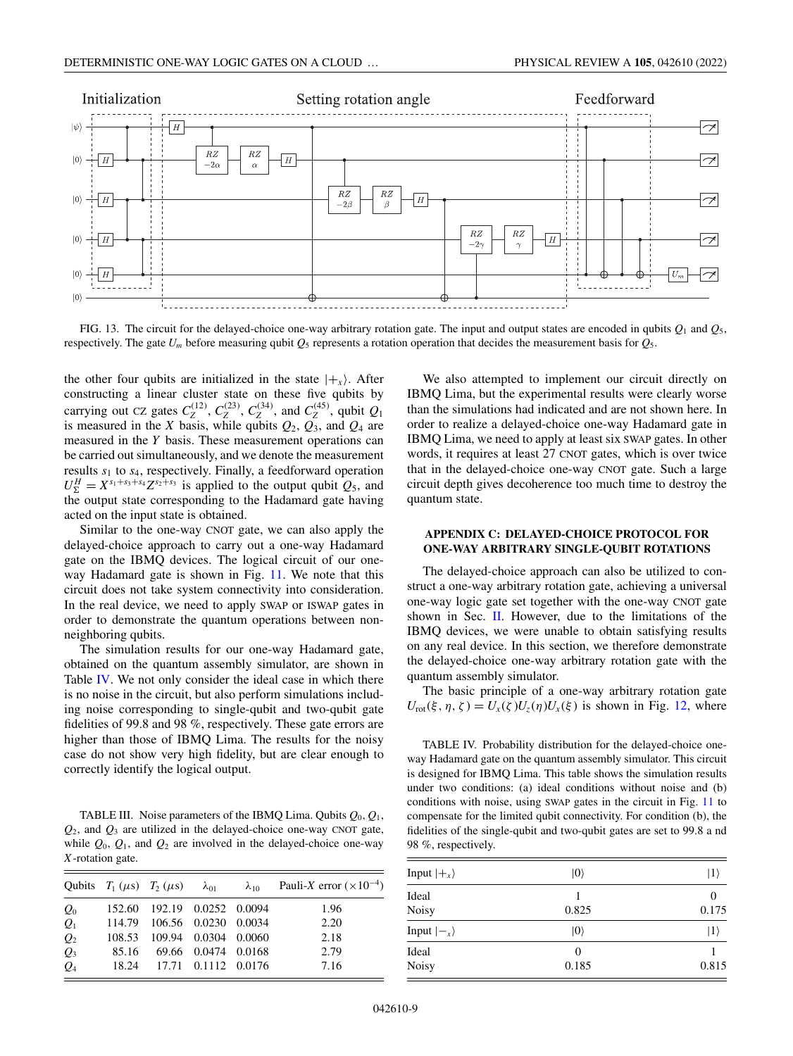FIG. 13. The circuit for the delayed-choice one-way arbitrary rotation gate. The input and output states are encoded in qubits $Q_1$ and $Q_5$, respectively. The gate $U_m$ before measuring qubit $Q_5$ represents a rotation operation that decides the measurement basis for $Q_5$.

the other four qubits are initialized in the state $|+_x\rangle$. After constructing a linear cluster state on these five qubits by carrying out CZ gates $C_Z^{(12)}$, $C_Z^{(23)}$, $C_Z^{(34)}$, and $C_Z^{(45)}$, qubit $Q_1$ is measured in the $X$ basis, while qubits $Q_2$, $Q_3$, and $Q_4$ are measured in the $Y$ basis. These measurement operations can be carried out simultaneously, and we denote the measurement results $s_1$ to $s_4$, respectively. Finally, a feedforward operation $U_\Sigma^H = X^{s_1+s_3+s_4} Z^{s_2+s_3}$ is applied to the output qubit $Q_5$, and the output state corresponding to the Hadamard gate having acted on the input state is obtained.

Similar to the one-way CNOT gate, we can also apply the delayed-choice approach to carry out a one-way Hadamard gate on the IBMQ devices. The logical circuit of our one-way Hadamard gate is shown in Fig. 11. We note that this circuit does not take system connectivity into consideration. In the real device, we need to apply SWAP or ISWAP gates in order to demonstrate the quantum operations between non-neighboring qubits.

The simulation results for our one-way Hadamard gate, obtained on the quantum assembly simulator, are shown in Table IV. We not only consider the ideal case in which there is no noise in the circuit, but also perform simulations including noise corresponding to single-qubit and two-qubit gate fidelities of 99.8 and 98 %, respectively. These gate errors are higher than those of IBMQ Lima. The results for the noisy case do not show very high fidelity, but are clear enough to correctly identify the logical output.

TABLE III. Noise parameters of the IBMQ Lima. Qubits $Q_0$, $Q_1$, $Q_2$, and $Q_3$ are utilized in the delayed-choice one-way CNOT gate, while $Q_0$, $Q_1$, and $Q_2$ are involved in the delayed-choice one-way $X$-rotation gate.

| Qubits | $T_1$ ($\mu$s) | $T_2$ ($\mu$s) | $\lambda_{01}$ | $\lambda_{10}$ | Pauli-$X$ error ($\times 10^{-4}$) |
|---|---|---|---|---|---|
| $Q_0$ | 152.60 | 192.19 | 0.0252 | 0.0094 | 1.96 |
| $Q_1$ | 114.79 | 106.56 | 0.0230 | 0.0034 | 2.20 |
| $Q_2$ | 108.53 | 109.94 | 0.0304 | 0.0060 | 2.18 |
| $Q_3$ | 85.16 | 69.66 | 0.0474 | 0.0168 | 2.79 |
| $Q_4$ | 18.24 | 17.71 | 0.1112 | 0.0176 | 7.16 |

We also attempted to implement our circuit directly on IBMQ Lima, but the experimental results were clearly worse than the simulations had indicated and are not shown here. In order to realize a delayed-choice one-way Hadamard gate in IBMQ Lima, we need to apply at least six SWAP gates. In other words, it requires at least 27 CNOT gates, which is over twice that in the delayed-choice one-way CNOT gate. Such a large circuit depth gives decoherence too much time to destroy the quantum state.

### APPENDIX C: DELAYED-CHOICE PROTOCOL FOR ONE-WAY ARBITRARY SINGLE-QUBIT ROTATIONS

The delayed-choice approach can also be utilized to construct a one-way arbitrary rotation gate, achieving a universal one-way logic gate set together with the one-way CNOT gate shown in Sec. II. However, due to the limitations of the IBMQ devices, we were unable to obtain satisfying results on any real device. In this section, we therefore demonstrate the delayed-choice one-way arbitrary rotation gate with the quantum assembly simulator.

The basic principle of a one-way arbitrary rotation gate $U_{\rm rot}(\xi, \eta, \zeta) = U_x(\zeta)U_z(\eta)U_x(\xi)$ is shown in Fig. 12, where

TABLE IV. Probability distribution for the delayed-choice one-way Hadamard gate on the quantum assembly simulator. This circuit is designed for IBMQ Lima. This table shows the simulation results under two conditions: (a) ideal conditions without noise and (b) conditions with noise, using SWAP gates in the circuit in Fig. 11 to compensate for the limited qubit connectivity. For condition (b), the fidelities of the single-qubit and two-qubit gates are set to 99.8 a nd 98 %, respectively.

| Input $\lvert +_x\rangle$ | $\lvert 0\rangle$ | $\lvert 1\rangle$ |
|---|---|---|
| Ideal | 1 | 0 |
| Noisy | 0.825 | 0.175 |
| **Input $\lvert -_x\rangle$** | **$\lvert 0\rangle$** | **$\lvert 1\rangle$** |
| Ideal | 0 | 1 |
| Noisy | 0.185 | 0.815 |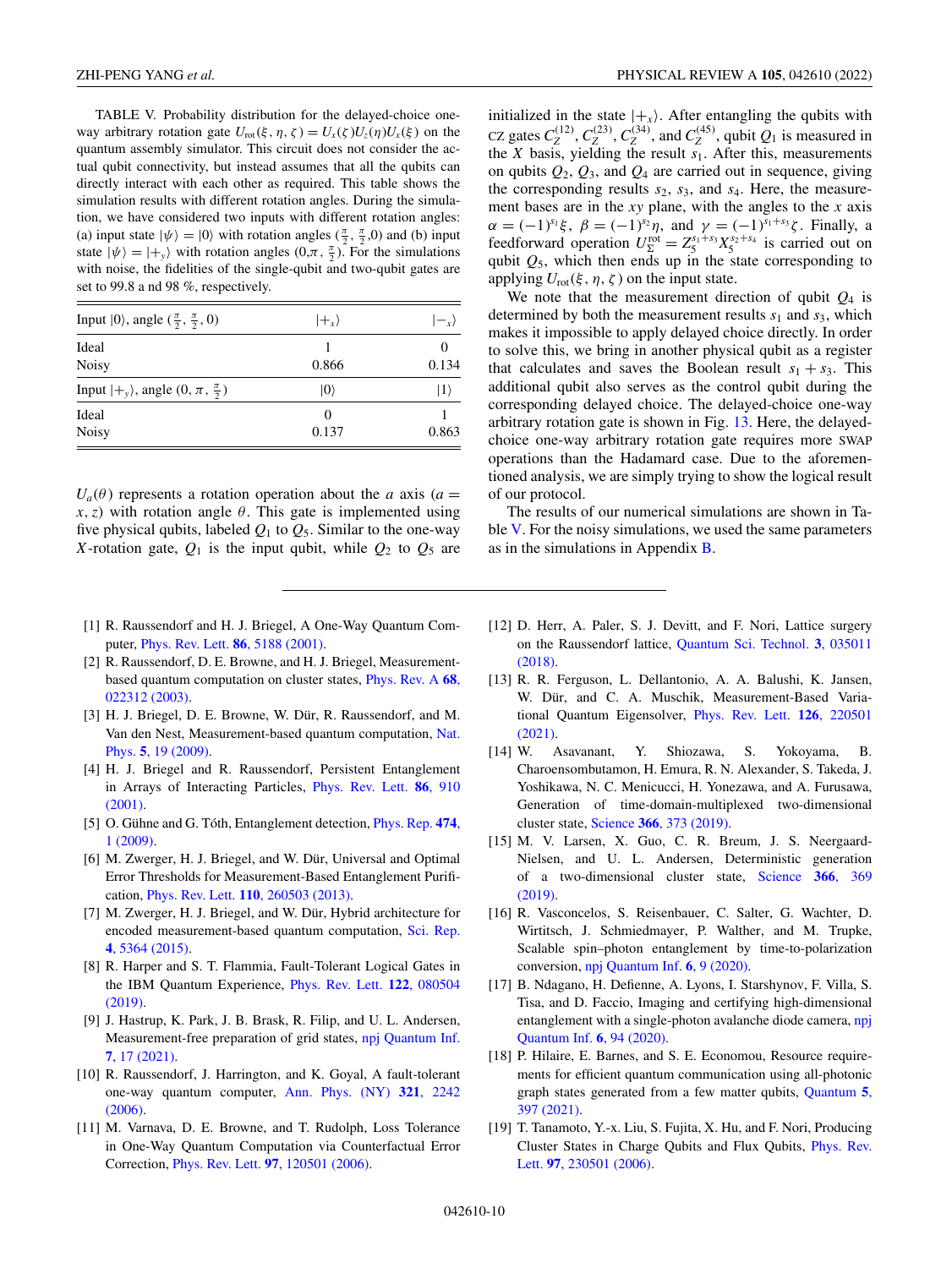TABLE V. Probability distribution for the delayed-choice one-way arbitrary rotation gate $U_{\rm rot}(\xi,\eta,\zeta)=U_x(\zeta)U_z(\eta)U_x(\xi)$ on the quantum assembly simulator. This circuit does not consider the actual qubit connectivity, but instead assumes that all the qubits can directly interact with each other as required. This table shows the simulation results with different rotation angles. During the simulation, we have considered two inputs with different rotation angles: (a) input state $|\psi\rangle=|0\rangle$ with rotation angles $(\frac{\pi}{2},\frac{\pi}{2},0)$ and (b) input state $|\psi\rangle=|+_y\rangle$ with rotation angles $(0,\pi,\frac{\pi}{2})$. For the simulations with noise, the fidelities of the single-qubit and two-qubit gates are set to 99.8 a nd 98 %, respectively.

| Input $\lvert 0\rangle$, angle $(\frac{\pi}{2},\frac{\pi}{2},0)$ | $\lvert +_x\rangle$ | $\lvert -_x\rangle$ |
|---|---|---|
| Ideal | 1 | 0 |
| Noisy | 0.866 | 0.134 |
| Input $\lvert +_y\rangle$, angle $(0,\pi,\frac{\pi}{2})$ | $\lvert 0\rangle$ | $\lvert 1\rangle$ |
| Ideal | 0 | 1 |
| Noisy | 0.137 | 0.863 |

$U_a(\theta)$ represents a rotation operation about the $a$ axis ($a=x,z$) with rotation angle $\theta$. This gate is implemented using five physical qubits, labeled $Q_1$ to $Q_5$. Similar to the one-way $X$-rotation gate, $Q_1$ is the input qubit, while $Q_2$ to $Q_5$ are initialized in the state $|+_x\rangle$. After entangling the qubits with CZ gates $C_Z^{(12)}, C_Z^{(23)}, C_Z^{(34)}$, and $C_Z^{(45)}$, qubit $Q_1$ is measured in the $X$ basis, yielding the result $s_1$. After this, measurements on qubits $Q_2$, $Q_3$, and $Q_4$ are carried out in sequence, giving the corresponding results $s_2$, $s_3$, and $s_4$. Here, the measurement bases are in the $xy$ plane, with the angles to the $x$ axis $\alpha=(-1)^{s_1}\xi$, $\beta=(-1)^{s_2}\eta$, and $\gamma=(-1)^{s_1+s_3}\zeta$. Finally, a feedforward operation $U_\Sigma^{\rm rot}=Z_5^{s_1+s_3}X_5^{s_2+s_4}$ is carried out on qubit $Q_5$, which then ends up in the state corresponding to applying $U_{\rm rot}(\xi,\eta,\zeta)$ on the input state.

We note that the measurement direction of qubit $Q_4$ is determined by both the measurement results $s_1$ and $s_3$, which makes it impossible to apply delayed choice directly. In order to solve this, we bring in another physical qubit as a register that calculates and saves the Boolean result $s_1+s_3$. This additional qubit also serves as the control qubit during the corresponding delayed choice. The delayed-choice one-way arbitrary rotation gate is shown in Fig. 13. Here, the delayed-choice one-way arbitrary rotation gate requires more SWAP operations than the Hadamard case. Due to the aforementioned analysis, we are simply trying to show the logical result of our protocol.

The results of our numerical simulations are shown in Table V. For the noisy simulations, we used the same parameters as in the simulations in Appendix B.

---

[1] R. Raussendorf and H. J. Briegel, A One-Way Quantum Computer, Phys. Rev. Lett. **86**, 5188 (2001).

[2] R. Raussendorf, D. E. Browne, and H. J. Briegel, Measurement-based quantum computation on cluster states, Phys. Rev. A **68**, 022312 (2003).

[3] H. J. Briegel, D. E. Browne, W. Dür, R. Raussendorf, and M. Van den Nest, Measurement-based quantum computation, Nat. Phys. **5**, 19 (2009).

[4] H. J. Briegel and R. Raussendorf, Persistent Entanglement in Arrays of Interacting Particles, Phys. Rev. Lett. **86**, 910 (2001).

[5] O. Gühne and G. Tóth, Entanglement detection, Phys. Rep. **474**, 1 (2009).

[6] M. Zwerger, H. J. Briegel, and W. Dür, Universal and Optimal Error Thresholds for Measurement-Based Entanglement Purification, Phys. Rev. Lett. **110**, 260503 (2013).

[7] M. Zwerger, H. J. Briegel, and W. Dür, Hybrid architecture for encoded measurement-based quantum computation, Sci. Rep. **4**, 5364 (2015).

[8] R. Harper and S. T. Flammia, Fault-Tolerant Logical Gates in the IBM Quantum Experience, Phys. Rev. Lett. **122**, 080504 (2019).

[9] J. Hastrup, K. Park, J. B. Brask, R. Filip, and U. L. Andersen, Measurement-free preparation of grid states, npj Quantum Inf. **7**, 17 (2021).

[10] R. Raussendorf, J. Harrington, and K. Goyal, A fault-tolerant one-way quantum computer, Ann. Phys. (NY) **321**, 2242 (2006).

[11] M. Varnava, D. E. Browne, and T. Rudolph, Loss Tolerance in One-Way Quantum Computation via Counterfactual Error Correction, Phys. Rev. Lett. **97**, 120501 (2006).

[12] D. Herr, A. Paler, S. J. Devitt, and F. Nori, Lattice surgery on the Raussendorf lattice, Quantum Sci. Technol. **3**, 035011 (2018).

[13] R. R. Ferguson, L. Dellantonio, A. A. Balushi, K. Jansen, W. Dür, and C. A. Muschik, Measurement-Based Variational Quantum Eigensolver, Phys. Rev. Lett. **126**, 220501 (2021).

[14] W. Asavanant, Y. Shiozawa, S. Yokoyama, B. Charoensombutamon, H. Emura, R. N. Alexander, S. Takeda, J. Yoshikawa, N. C. Menicucci, H. Yonezawa, and A. Furusawa, Generation of time-domain-multiplexed two-dimensional cluster state, Science **366**, 373 (2019).

[15] M. V. Larsen, X. Guo, C. R. Breum, J. S. Neergaard-Nielsen, and U. L. Andersen, Deterministic generation of a two-dimensional cluster state, Science **366**, 369 (2019).

[16] R. Vasconcelos, S. Reisenbauer, C. Salter, G. Wachter, D. Wirtitsch, J. Schmiedmayer, P. Walther, and M. Trupke, Scalable spin–photon entanglement by time-to-polarization conversion, npj Quantum Inf. **6**, 9 (2020).

[17] B. Ndagano, H. Defienne, A. Lyons, I. Starshynov, F. Villa, S. Tisa, and D. Faccio, Imaging and certifying high-dimensional entanglement with a single-photon avalanche diode camera, npj Quantum Inf. **6**, 94 (2020).

[18] P. Hilaire, E. Barnes, and S. E. Economou, Resource requirements for efficient quantum communication using all-photonic graph states generated from a few matter qubits, Quantum **5**, 397 (2021).

[19] T. Tanamoto, Y.-x. Liu, S. Fujita, X. Hu, and F. Nori, Producing Cluster States in Charge Qubits and Flux Qubits, Phys. Rev. Lett. **97**, 230501 (2006).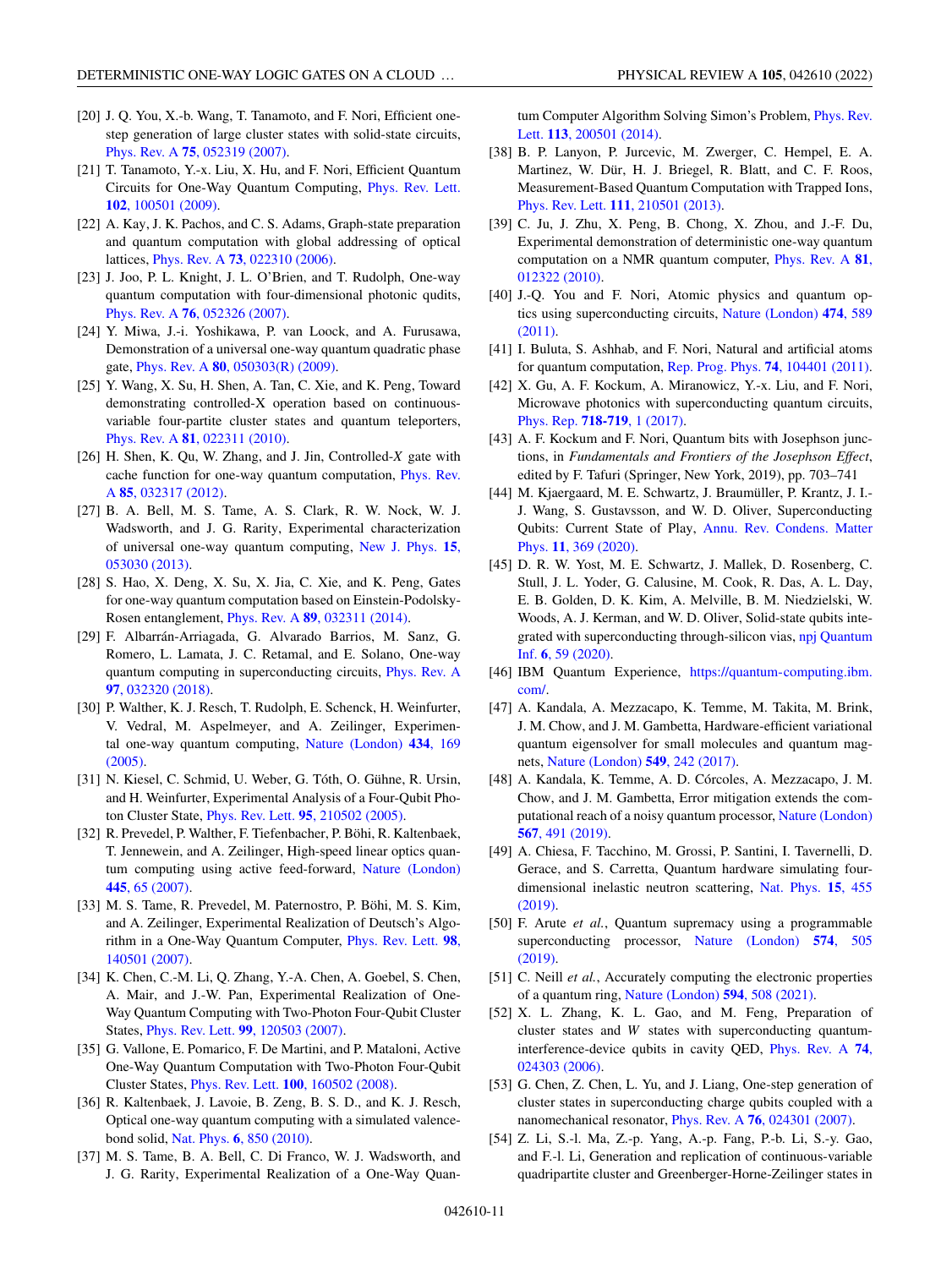[20] J. Q. You, X.-b. Wang, T. Tanamoto, and F. Nori, Efficient one-step generation of large cluster states with solid-state circuits, Phys. Rev. A **75**, 052319 (2007).

[21] T. Tanamoto, Y.-x. Liu, X. Hu, and F. Nori, Efficient Quantum Circuits for One-Way Quantum Computing, Phys. Rev. Lett. **102**, 100501 (2009).

[22] A. Kay, J. K. Pachos, and C. S. Adams, Graph-state preparation and quantum computation with global addressing of optical lattices, Phys. Rev. A **73**, 022310 (2006).

[23] J. Joo, P. L. Knight, J. L. O'Brien, and T. Rudolph, One-way quantum computation with four-dimensional photonic qudits, Phys. Rev. A **76**, 052326 (2007).

[24] Y. Miwa, J.-i. Yoshikawa, P. van Loock, and A. Furusawa, Demonstration of a universal one-way quantum quadratic phase gate, Phys. Rev. A **80**, 050303(R) (2009).

[25] Y. Wang, X. Su, H. Shen, A. Tan, C. Xie, and K. Peng, Toward demonstrating controlled-X operation based on continuous-variable four-partite cluster states and quantum teleporters, Phys. Rev. A **81**, 022311 (2010).

[26] H. Shen, K. Qu, W. Zhang, and J. Jin, Controlled-*X* gate with cache function for one-way quantum computation, Phys. Rev. A **85**, 032317 (2012).

[27] B. A. Bell, M. S. Tame, A. S. Clark, R. W. Nock, W. J. Wadsworth, and J. G. Rarity, Experimental characterization of universal one-way quantum computing, New J. Phys. **15**, 053030 (2013).

[28] S. Hao, X. Deng, X. Su, X. Jia, C. Xie, and K. Peng, Gates for one-way quantum computation based on Einstein-Podolsky-Rosen entanglement, Phys. Rev. A **89**, 032311 (2014).

[29] F. Albarrán-Arriagada, G. Alvarado Barrios, M. Sanz, G. Romero, L. Lamata, J. C. Retamal, and E. Solano, One-way quantum computing in superconducting circuits, Phys. Rev. A **97**, 032320 (2018).

[30] P. Walther, K. J. Resch, T. Rudolph, E. Schenck, H. Weinfurter, V. Vedral, M. Aspelmeyer, and A. Zeilinger, Experimental one-way quantum computing, Nature (London) **434**, 169 (2005).

[31] N. Kiesel, C. Schmid, U. Weber, G. Tóth, O. Gühne, R. Ursin, and H. Weinfurter, Experimental Analysis of a Four-Qubit Photon Cluster State, Phys. Rev. Lett. **95**, 210502 (2005).

[32] R. Prevedel, P. Walther, F. Tiefenbacher, P. Böhi, R. Kaltenbaek, T. Jennewein, and A. Zeilinger, High-speed linear optics quantum computing using active feed-forward, Nature (London) **445**, 65 (2007).

[33] M. S. Tame, R. Prevedel, M. Paternostro, P. Böhi, M. S. Kim, and A. Zeilinger, Experimental Realization of Deutsch's Algorithm in a One-Way Quantum Computer, Phys. Rev. Lett. **98**, 140501 (2007).

[34] K. Chen, C.-M. Li, Q. Zhang, Y.-A. Chen, A. Goebel, S. Chen, A. Mair, and J.-W. Pan, Experimental Realization of One-Way Quantum Computing with Two-Photon Four-Qubit Cluster States, Phys. Rev. Lett. **99**, 120503 (2007).

[35] G. Vallone, E. Pomarico, F. De Martini, and P. Mataloni, Active One-Way Quantum Computation with Two-Photon Four-Qubit Cluster States, Phys. Rev. Lett. **100**, 160502 (2008).

[36] R. Kaltenbaek, J. Lavoie, B. Zeng, B. S. D., and K. J. Resch, Optical one-way quantum computing with a simulated valence-bond solid, Nat. Phys. **6**, 850 (2010).

[37] M. S. Tame, B. A. Bell, C. Di Franco, W. J. Wadsworth, and J. G. Rarity, Experimental Realization of a One-Way Quantum Computer Algorithm Solving Simon's Problem, Phys. Rev. Lett. **113**, 200501 (2014).

[38] B. P. Lanyon, P. Jurcevic, M. Zwerger, C. Hempel, E. A. Martinez, W. Dür, H. J. Briegel, R. Blatt, and C. F. Roos, Measurement-Based Quantum Computation with Trapped Ions, Phys. Rev. Lett. **111**, 210501 (2013).

[39] C. Ju, J. Zhu, X. Peng, B. Chong, X. Zhou, and J.-F. Du, Experimental demonstration of deterministic one-way quantum computation on a NMR quantum computer, Phys. Rev. A **81**, 012322 (2010).

[40] J.-Q. You and F. Nori, Atomic physics and quantum optics using superconducting circuits, Nature (London) **474**, 589 (2011).

[41] I. Buluta, S. Ashhab, and F. Nori, Natural and artificial atoms for quantum computation, Rep. Prog. Phys. **74**, 104401 (2011).

[42] X. Gu, A. F. Kockum, A. Miranowicz, Y.-x. Liu, and F. Nori, Microwave photonics with superconducting quantum circuits, Phys. Rep. **718-719**, 1 (2017).

[43] A. F. Kockum and F. Nori, Quantum bits with Josephson junctions, in *Fundamentals and Frontiers of the Josephson Effect*, edited by F. Tafuri (Springer, New York, 2019), pp. 703–741

[44] M. Kjaergaard, M. E. Schwartz, J. Braumüller, P. Krantz, J. I.-J. Wang, S. Gustavsson, and W. D. Oliver, Superconducting Qubits: Current State of Play, Annu. Rev. Condens. Matter Phys. **11**, 369 (2020).

[45] D. R. W. Yost, M. E. Schwartz, J. Mallek, D. Rosenberg, C. Stull, J. L. Yoder, G. Calusine, M. Cook, R. Das, A. L. Day, E. B. Golden, D. K. Kim, A. Melville, B. M. Niedzielski, W. Woods, A. J. Kerman, and W. D. Oliver, Solid-state qubits integrated with superconducting through-silicon vias, npj Quantum Inf. **6**, 59 (2020).

[46] IBM Quantum Experience, https://quantum-computing.ibm.com/.

[47] A. Kandala, A. Mezzacapo, K. Temme, M. Takita, M. Brink, J. M. Chow, and J. M. Gambetta, Hardware-efficient variational quantum eigensolver for small molecules and quantum magnets, Nature (London) **549**, 242 (2017).

[48] A. Kandala, K. Temme, A. D. Córcoles, A. Mezzacapo, J. M. Chow, and J. M. Gambetta, Error mitigation extends the computational reach of a noisy quantum processor, Nature (London) **567**, 491 (2019).

[49] A. Chiesa, F. Tacchino, M. Grossi, P. Santini, I. Tavernelli, D. Gerace, and S. Carretta, Quantum hardware simulating four-dimensional inelastic neutron scattering, Nat. Phys. **15**, 455 (2019).

[50] F. Arute *et al.*, Quantum supremacy using a programmable superconducting processor, Nature (London) **574**, 505 (2019).

[51] C. Neill *et al.*, Accurately computing the electronic properties of a quantum ring, Nature (London) **594**, 508 (2021).

[52] X. L. Zhang, K. L. Gao, and M. Feng, Preparation of cluster states and *W* states with superconducting quantum-interference-device qubits in cavity QED, Phys. Rev. A **74**, 024303 (2006).

[53] G. Chen, Z. Chen, L. Yu, and J. Liang, One-step generation of cluster states in superconducting charge qubits coupled with a nanomechanical resonator, Phys. Rev. A **76**, 024301 (2007).

[54] Z. Li, S.-l. Ma, Z.-p. Yang, A.-p. Fang, P.-b. Li, S.-y. Gao, and F.-l. Li, Generation and replication of continuous-variable quadripartite cluster and Greenberger-Horne-Zeilinger states in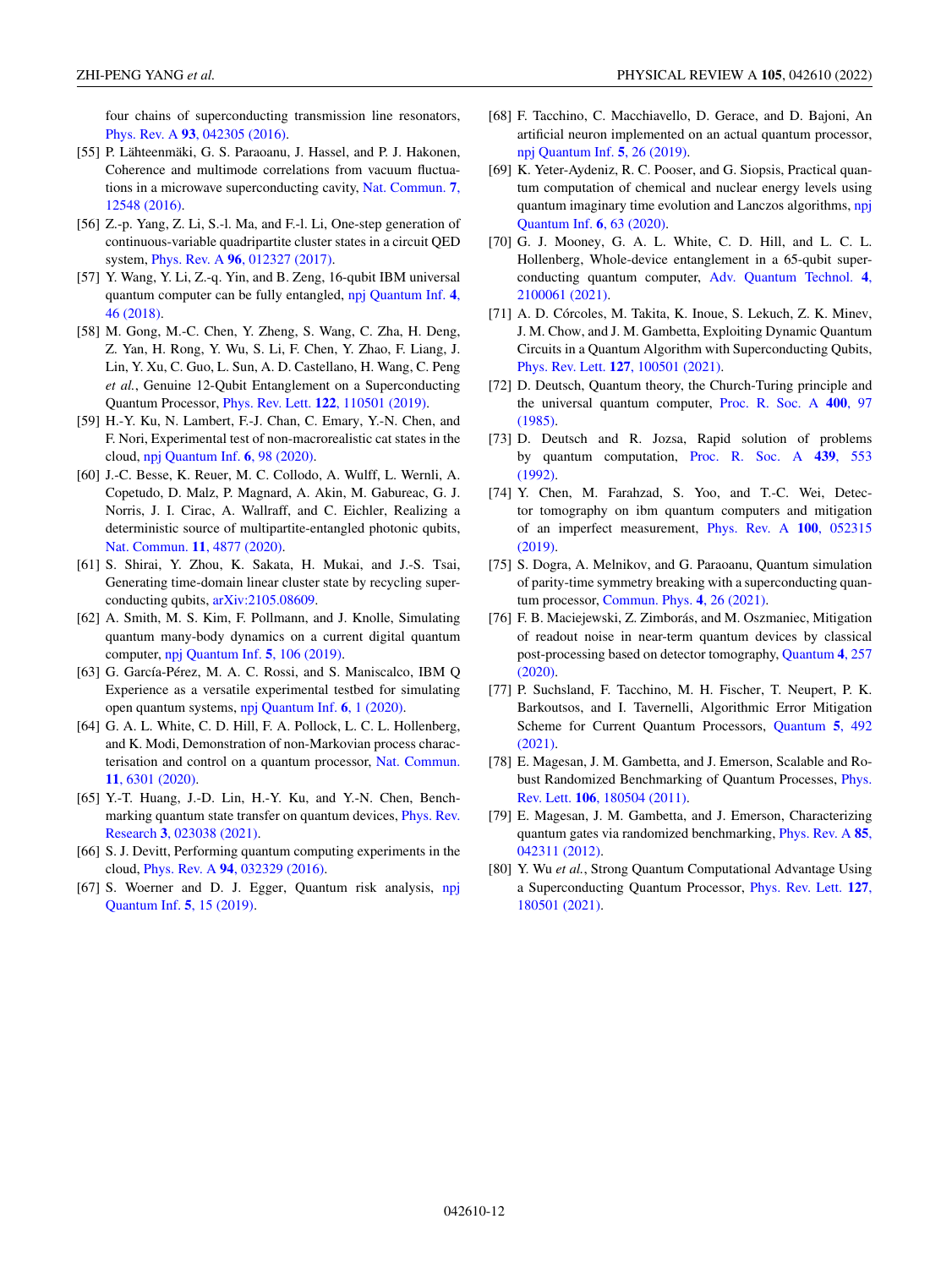four chains of superconducting transmission line resonators, Phys. Rev. A **93**, 042305 (2016).

[55] P. Lähteenmäki, G. S. Paraoanu, J. Hassel, and P. J. Hakonen, Coherence and multimode correlations from vacuum fluctuations in a microwave superconducting cavity, Nat. Commun. **7**, 12548 (2016).

[56] Z.-p. Yang, Z. Li, S.-l. Ma, and F.-l. Li, One-step generation of continuous-variable quadripartite cluster states in a circuit QED system, Phys. Rev. A **96**, 012327 (2017).

[57] Y. Wang, Y. Li, Z.-q. Yin, and B. Zeng, 16-qubit IBM universal quantum computer can be fully entangled, npj Quantum Inf. **4**, 46 (2018).

[58] M. Gong, M.-C. Chen, Y. Zheng, S. Wang, C. Zha, H. Deng, Z. Yan, H. Rong, Y. Wu, S. Li, F. Chen, Y. Zhao, F. Liang, J. Lin, Y. Xu, C. Guo, L. Sun, A. D. Castellano, H. Wang, C. Peng *et al.*, Genuine 12-Qubit Entanglement on a Superconducting Quantum Processor, Phys. Rev. Lett. **122**, 110501 (2019).

[59] H.-Y. Ku, N. Lambert, F.-J. Chan, C. Emary, Y.-N. Chen, and F. Nori, Experimental test of non-macrorealistic cat states in the cloud, npj Quantum Inf. **6**, 98 (2020).

[60] J.-C. Besse, K. Reuer, M. C. Collodo, A. Wulff, L. Wernli, A. Copetudo, D. Malz, P. Magnard, A. Akin, M. Gabureac, G. J. Norris, J. I. Cirac, A. Wallraff, and C. Eichler, Realizing a deterministic source of multipartite-entangled photonic qubits, Nat. Commun. **11**, 4877 (2020).

[61] S. Shirai, Y. Zhou, K. Sakata, H. Mukai, and J.-S. Tsai, Generating time-domain linear cluster state by recycling superconducting qubits, arXiv:2105.08609.

[62] A. Smith, M. S. Kim, F. Pollmann, and J. Knolle, Simulating quantum many-body dynamics on a current digital quantum computer, npj Quantum Inf. **5**, 106 (2019).

[63] G. García-Pérez, M. A. C. Rossi, and S. Maniscalco, IBM Q Experience as a versatile experimental testbed for simulating open quantum systems, npj Quantum Inf. **6**, 1 (2020).

[64] G. A. L. White, C. D. Hill, F. A. Pollock, L. C. L. Hollenberg, and K. Modi, Demonstration of non-Markovian process characterisation and control on a quantum processor, Nat. Commun. **11**, 6301 (2020).

[65] Y.-T. Huang, J.-D. Lin, H.-Y. Ku, and Y.-N. Chen, Benchmarking quantum state transfer on quantum devices, Phys. Rev. Research **3**, 023038 (2021).

[66] S. J. Devitt, Performing quantum computing experiments in the cloud, Phys. Rev. A **94**, 032329 (2016).

[67] S. Woerner and D. J. Egger, Quantum risk analysis, npj Quantum Inf. **5**, 15 (2019).

[68] F. Tacchino, C. Macchiavello, D. Gerace, and D. Bajoni, An artificial neuron implemented on an actual quantum processor, npj Quantum Inf. **5**, 26 (2019).

[69] K. Yeter-Aydeniz, R. C. Pooser, and G. Siopsis, Practical quantum computation of chemical and nuclear energy levels using quantum imaginary time evolution and Lanczos algorithms, npj Quantum Inf. **6**, 63 (2020).

[70] G. J. Mooney, G. A. L. White, C. D. Hill, and L. C. L. Hollenberg, Whole-device entanglement in a 65-qubit superconducting quantum computer, Adv. Quantum Technol. **4**, 2100061 (2021).

[71] A. D. Córcoles, M. Takita, K. Inoue, S. Lekuch, Z. K. Minev, J. M. Chow, and J. M. Gambetta, Exploiting Dynamic Quantum Circuits in a Quantum Algorithm with Superconducting Qubits, Phys. Rev. Lett. **127**, 100501 (2021).

[72] D. Deutsch, Quantum theory, the Church-Turing principle and the universal quantum computer, Proc. R. Soc. A **400**, 97 (1985).

[73] D. Deutsch and R. Jozsa, Rapid solution of problems by quantum computation, Proc. R. Soc. A **439**, 553 (1992).

[74] Y. Chen, M. Farahzad, S. Yoo, and T.-C. Wei, Detector tomography on ibm quantum computers and mitigation of an imperfect measurement, Phys. Rev. A **100**, 052315 (2019).

[75] S. Dogra, A. Melnikov, and G. Paraoanu, Quantum simulation of parity-time symmetry breaking with a superconducting quantum processor, Commun. Phys. **4**, 26 (2021).

[76] F. B. Maciejewski, Z. Zimborás, and M. Oszmaniec, Mitigation of readout noise in near-term quantum devices by classical post-processing based on detector tomography, Quantum **4**, 257 (2020).

[77] P. Suchsland, F. Tacchino, M. H. Fischer, T. Neupert, P. K. Barkoutsos, and I. Tavernelli, Algorithmic Error Mitigation Scheme for Current Quantum Processors, Quantum **5**, 492 (2021).

[78] E. Magesan, J. M. Gambetta, and J. Emerson, Scalable and Robust Randomized Benchmarking of Quantum Processes, Phys. Rev. Lett. **106**, 180504 (2011).

[79] E. Magesan, J. M. Gambetta, and J. Emerson, Characterizing quantum gates via randomized benchmarking, Phys. Rev. A **85**, 042311 (2012).

[80] Y. Wu *et al.*, Strong Quantum Computational Advantage Using a Superconducting Quantum Processor, Phys. Rev. Lett. **127**, 180501 (2021).